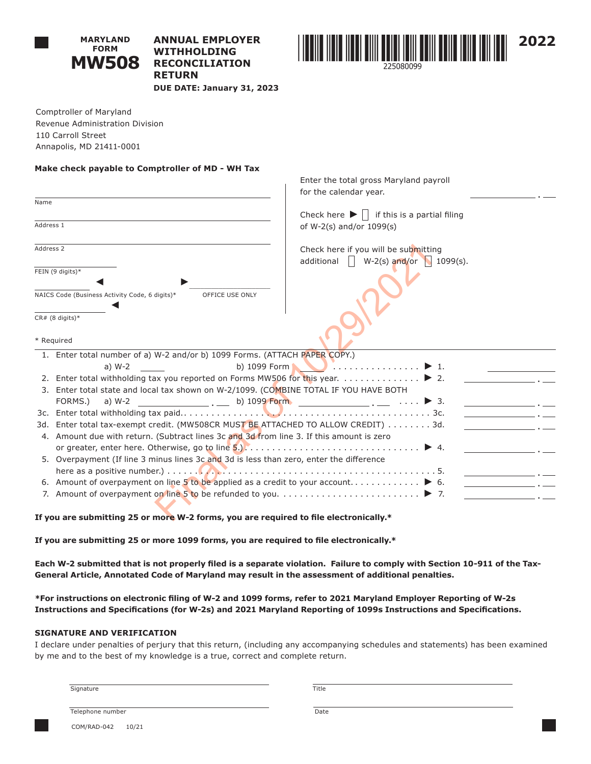**MARYLAND FORM**
# MW508

## ANNUAL EMPLOYER WITHHOLDING RECONCILIATION RETURN

**DUE DATE: January 31, 2023**

225080099

**2022**

Comptroller of Maryland
Revenue Administration Division
110 Carroll Street
Annapolis, MD 21411-0001

**Make check payable to Comptroller of MD - WH Tax**

Name ______________________

Address 1 ______________________

Address 2 ______________________

FEIN (9 digits)* ______________________

NAICS Code (Business Activity Code, 6 digits)* ______________________ OFFICE USE ONLY

CR# (8 digits)* ______________________

\* Required

Enter the total gross Maryland payroll for the calendar year. ____________ . ___

Check here ▶ ☐ if this is a partial filing of W-2(s) and/or 1099(s)

Check here if you will be submitting additional ☐ W-2(s) and/or ☐ 1099(s).

Final as of 10/29/2021

1. Enter total number of a) W-2 and/or b) 1099 Forms. (ATTACH PAPER COPY.)
   a) W-2 ______ b) 1099 Form ______ . . . . . . . . . . . . . . . . ▶ 1. ____________
2. Enter total withholding tax you reported on Forms MW506 for this year. . . . . . . . . . . . . . . ▶ 2. ____________ . ___
3. Enter total state and local tax shown on W-2/1099. (COMBINE TOTAL IF YOU HAVE BOTH FORMS.) a) W-2 ____________ . ___ b) 1099 Form ____________ . ___ . . . . ▶ 3. ____________ . ___

3c. Enter total withholding tax paid. . . . . . . . . . . . . . . . . . . . . . . . . . . . . . . . . . . . . . . . . . . 3c. ____________ . ___

3d. Enter total tax-exempt credit. (MW508CR MUST BE ATTACHED TO ALLOW CREDIT) . . . . . . . . 3d. ____________ . ___

4. Amount due with return. (Subtract lines 3c and 3d from line 3. If this amount is zero or greater, enter here. Otherwise, go to line 5.) . . . . . . . . . . . . . . . . . . . . . . . . . . . . . . . ▶ 4. ____________ . ___
5. Overpayment (If line 3 minus lines 3c and 3d is less than zero, enter the difference here as a positive number.) . . . . . . . . . . . . . . . . . . . . . . . . . . . . . . . . . . . . . . . . . . . . 5. ____________ . ___
6. Amount of overpayment on line 5 to be applied as a credit to your account. . . . . . . . . . . . . ▶ 6. ____________ . ___
7. Amount of overpayment on line 5 to be refunded to you. . . . . . . . . . . . . . . . . . . . . . . . . . ▶ 7. ____________ . ___

**If you are submitting 25 or more W-2 forms, you are required to file electronically.\***

**If you are submitting 25 or more 1099 forms, you are required to file electronically.\***

**Each W-2 submitted that is not properly filed is a separate violation. Failure to comply with Section 10-911 of the Tax-General Article, Annotated Code of Maryland may result in the assessment of additional penalties.**

**\*For instructions on electronic filing of W-2 and 1099 forms, refer to 2021 Maryland Employer Reporting of W-2s Instructions and Specifications (for W-2s) and 2021 Maryland Reporting of 1099s Instructions and Specifications.**

### SIGNATURE AND VERIFICATION

I declare under penalties of perjury that this return, (including any accompanying schedules and statements) has been examined by me and to the best of my knowledge is a true, correct and complete return.

Signature ______________________ Title ______________________

Telephone number ______________________ Date ______________________

COM/RAD-042 10/21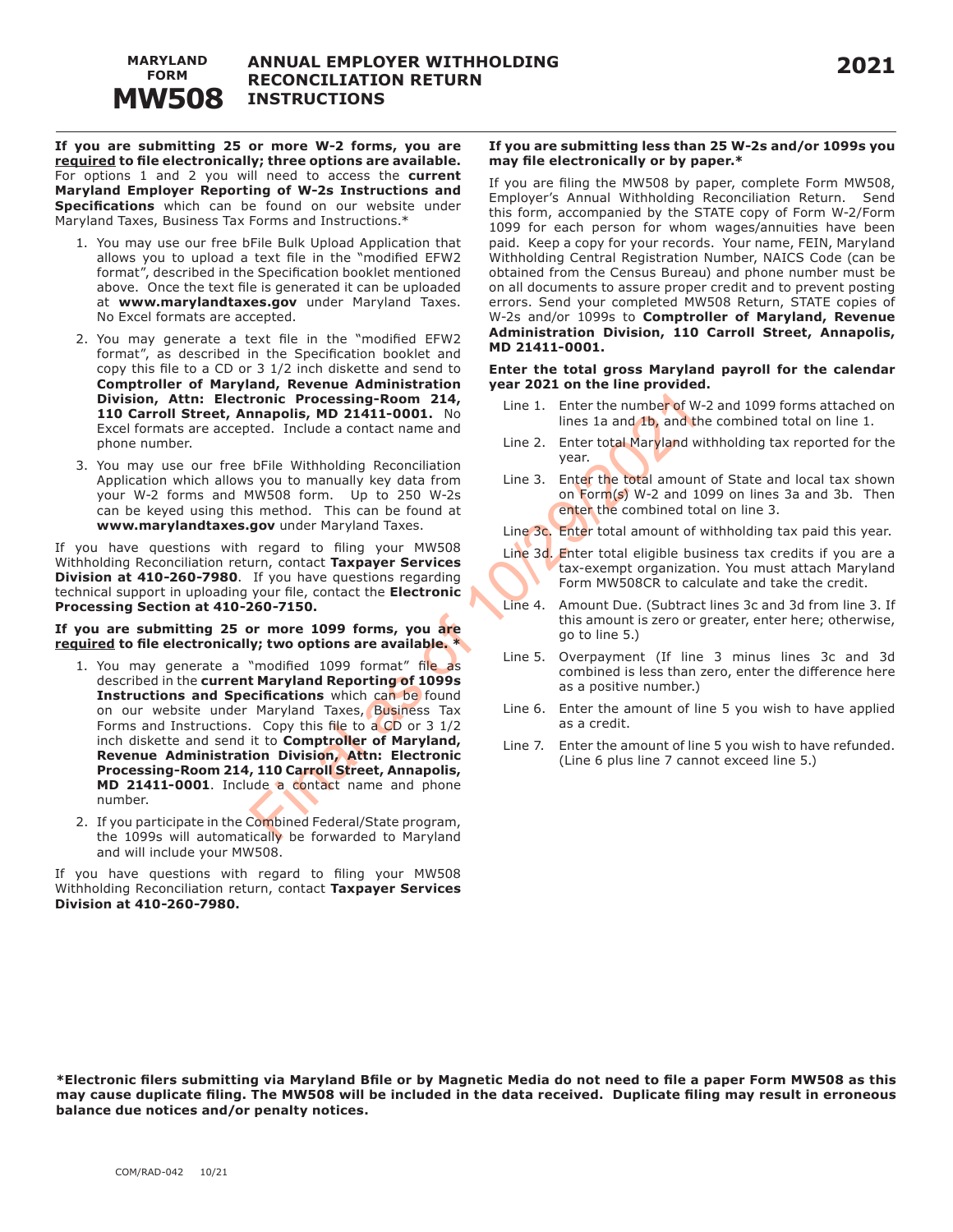# MARYLAND FORM MW508 ANNUAL EMPLOYER WITHHOLDING RECONCILIATION RETURN INSTRUCTIONS 2021

**If you are submitting 25 or more W-2 forms, you are required to file electronically; three options are available.** For options 1 and 2 you will need to access the **current Maryland Employer Reporting of W-2s Instructions and Specifications** which can be found on our website under Maryland Taxes, Business Tax Forms and Instructions.*

1. You may use our free bFile Bulk Upload Application that allows you to upload a text file in the "modified EFW2 format", described in the Specification booklet mentioned above. Once the text file is generated it can be uploaded at **www.marylandtaxes.gov** under Maryland Taxes. No Excel formats are accepted.
2. You may generate a text file in the "modified EFW2 format", as described in the Specification booklet and copy this file to a CD or 3 1/2 inch diskette and send to **Comptroller of Maryland, Revenue Administration Division, Attn: Electronic Processing-Room 214, 110 Carroll Street, Annapolis, MD 21411-0001.** No Excel formats are accepted. Include a contact name and phone number.
3. You may use our free bFile Withholding Reconciliation Application which allows you to manually key data from your W-2 forms and MW508 form. Up to 250 W-2s can be keyed using this method. This can be found at **www.marylandtaxes.gov** under Maryland Taxes.

If you have questions with regard to filing your MW508 Withholding Reconciliation return, contact **Taxpayer Services Division at 410-260-7980**. If you have questions regarding technical support in uploading your file, contact the **Electronic Processing Section at 410-260-7150.**

**If you are submitting 25 or more 1099 forms, you are required to file electronically; two options are available. ***

1. You may generate a "modified 1099 format" file as described in the **current Maryland Reporting of 1099s Instructions and Specifications** which can be found on our website under Maryland Taxes, Business Tax Forms and Instructions. Copy this file to a CD or 3 1/2 inch diskette and send it to **Comptroller of Maryland, Revenue Administration Division, Attn: Electronic Processing-Room 214, 110 Carroll Street, Annapolis, MD 21411-0001**. Include a contact name and phone number.
2. If you participate in the Combined Federal/State program, the 1099s will automatically be forwarded to Maryland and will include your MW508.

If you have questions with regard to filing your MW508 Withholding Reconciliation return, contact **Taxpayer Services Division at 410-260-7980.**

**If you are submitting less than 25 W-2s and/or 1099s you may file electronically or by paper.***

If you are filing the MW508 by paper, complete Form MW508, Employer's Annual Withholding Reconciliation Return. Send this form, accompanied by the STATE copy of Form W-2/Form 1099 for each person for whom wages/annuities have been paid. Keep a copy for your records. Your name, FEIN, Maryland Withholding Central Registration Number, NAICS Code (can be obtained from the Census Bureau) and phone number must be on all documents to assure proper credit and to prevent posting errors. Send your completed MW508 Return, STATE copies of W-2s and/or 1099s to **Comptroller of Maryland, Revenue Administration Division, 110 Carroll Street, Annapolis, MD 21411-0001.**

**Enter the total gross Maryland payroll for the calendar year 2021 on the line provided.**

- Line 1. Enter the number of W-2 and 1099 forms attached on lines 1a and 1b, and the combined total on line 1.
- Line 2. Enter total Maryland withholding tax reported for the year.
- Line 3. Enter the total amount of State and local tax shown on Form(s) W-2 and 1099 on lines 3a and 3b. Then enter the combined total on line 3.
- Line 3c. Enter total amount of withholding tax paid this year.
- Line 3d. Enter total eligible business tax credits if you are a tax-exempt organization. You must attach Maryland Form MW508CR to calculate and take the credit.
- Line 4. Amount Due. (Subtract lines 3c and 3d from line 3. If this amount is zero or greater, enter here; otherwise, go to line 5.)
- Line 5. Overpayment (If line 3 minus lines 3c and 3d combined is less than zero, enter the difference here as a positive number.)
- Line 6. Enter the amount of line 5 you wish to have applied as a credit.
- Line 7. Enter the amount of line 5 you wish to have refunded. (Line 6 plus line 7 cannot exceed line 5.)

**\*Electronic filers submitting via Maryland Bfile or by Magnetic Media do not need to file a paper Form MW508 as this may cause duplicate filing. The MW508 will be included in the data received. Duplicate filing may result in erroneous balance due notices and/or penalty notices.**

COM/RAD-042 10/21